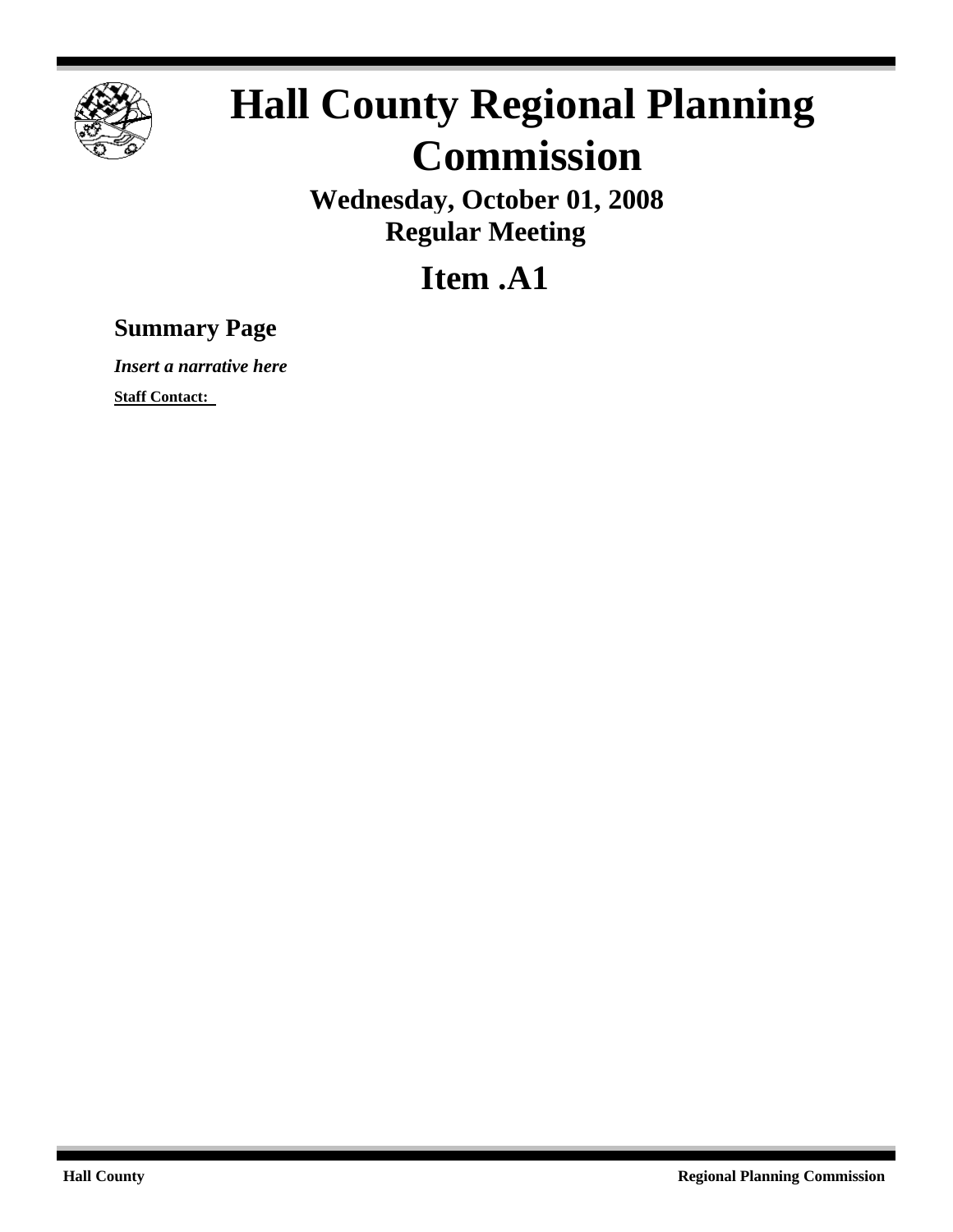# Hall County Regional Planning Commission

**Wednesday, October 01, 2008**
**Regular Meeting**

## Item .A1

### Summary Page

***Insert a narrative here***

**Staff Contact:**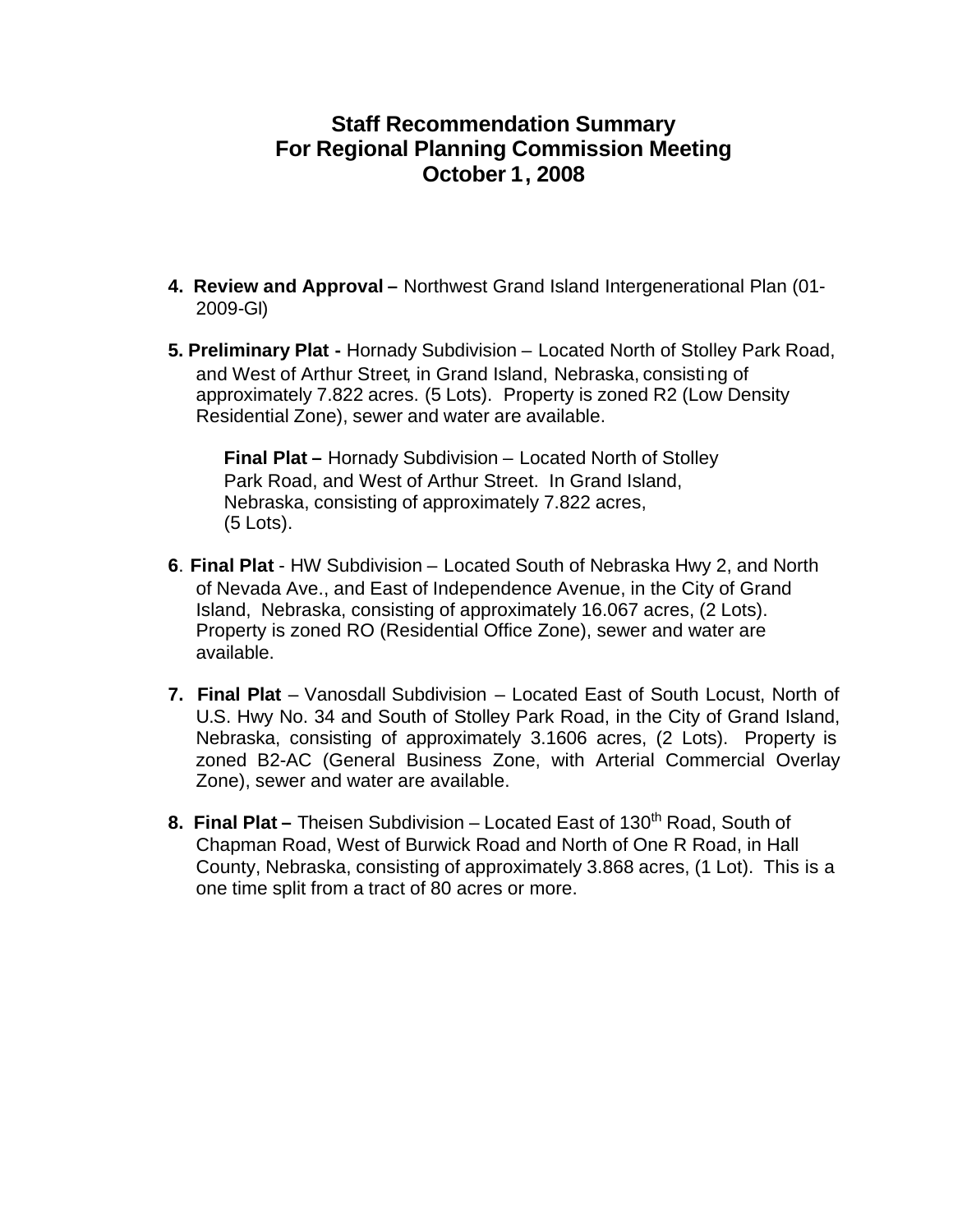# Staff Recommendation Summary
# For Regional Planning Commission Meeting
# October 1, 2008

**4. Review and Approval –** Northwest Grand Island Intergenerational Plan (01-2009-GI)

**5. Preliminary Plat -** Hornady Subdivision – Located North of Stolley Park Road, and West of Arthur Street, in Grand Island, Nebraska, consisting of approximately 7.822 acres. (5 Lots). Property is zoned R2 (Low Density Residential Zone), sewer and water are available.

**Final Plat –** Hornady Subdivision – Located North of Stolley Park Road, and West of Arthur Street. In Grand Island, Nebraska, consisting of approximately 7.822 acres, (5 Lots).

**6**. **Final Plat** - HW Subdivision – Located South of Nebraska Hwy 2, and North of Nevada Ave., and East of Independence Avenue, in the City of Grand Island, Nebraska, consisting of approximately 16.067 acres, (2 Lots). Property is zoned RO (Residential Office Zone), sewer and water are available.

**7. Final Plat** – Vanosdall Subdivision – Located East of South Locust, North of U.S. Hwy No. 34 and South of Stolley Park Road, in the City of Grand Island, Nebraska, consisting of approximately 3.1606 acres, (2 Lots). Property is zoned B2-AC (General Business Zone, with Arterial Commercial Overlay Zone), sewer and water are available.

**8. Final Plat –** Theisen Subdivision – Located East of 130th Road, South of Chapman Road, West of Burwick Road and North of One R Road, in Hall County, Nebraska, consisting of approximately 3.868 acres, (1 Lot). This is a one time split from a tract of 80 acres or more.